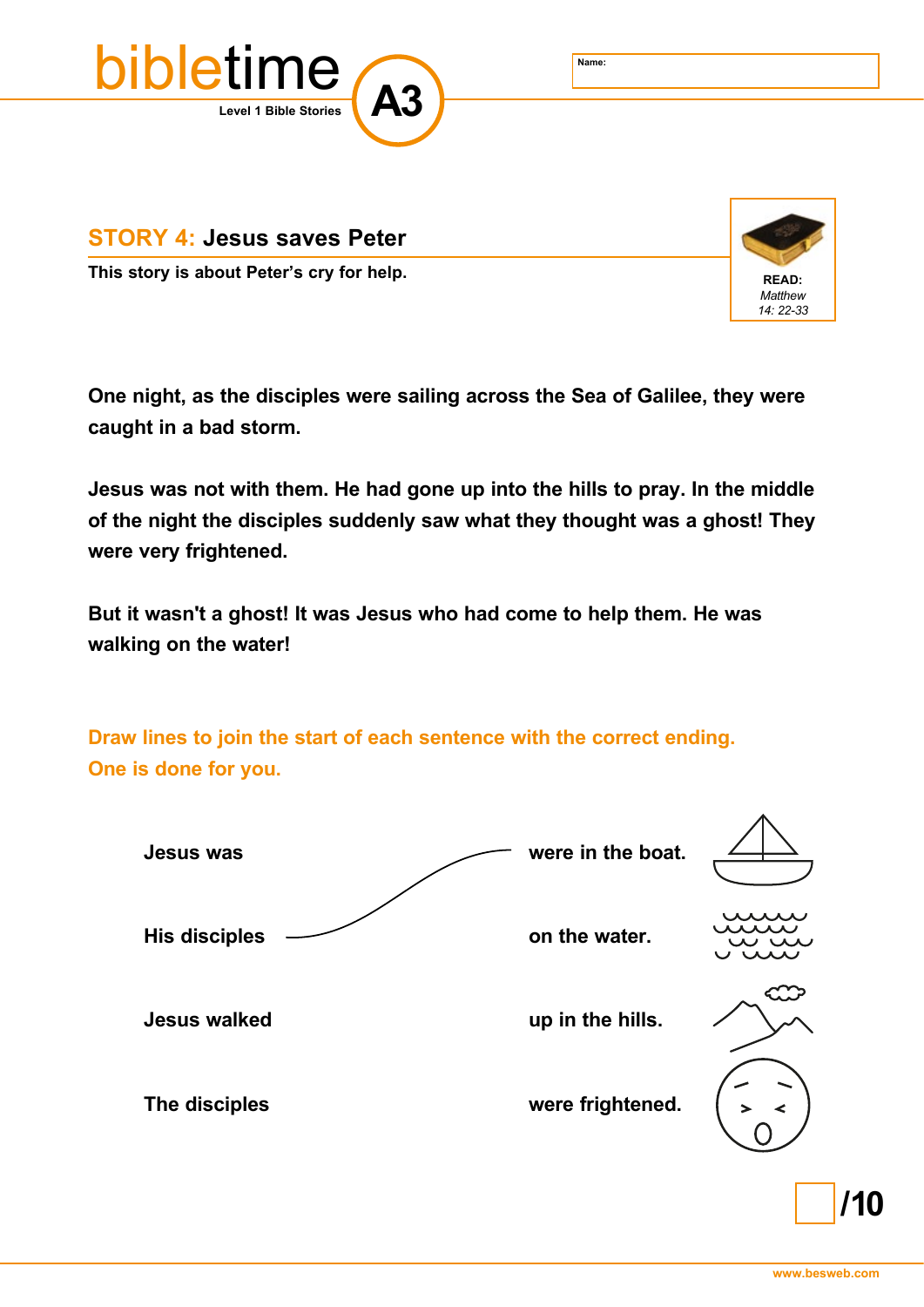# bibletime A3

Level 1 Bible Stories

Name:

## STORY 4: Jesus saves Peter

This story is about Peter's cry for help.

READ: *Matthew 14: 22-33*

**One night, as the disciples were sailing across the Sea of Galilee, they were caught in a bad storm.**

**Jesus was not with them. He had gone up into the hills to pray. In the middle of the night the disciples suddenly saw what they thought was a ghost! They were very frightened.**

**But it wasn't a ghost! It was Jesus who had come to help them. He was walking on the water!**

**Draw lines to join the start of each sentence with the correct ending. One is done for you.**

| | |
|---|---|
| Jesus was | were in the boat. |
| His disciples | on the water. |
| Jesus walked | up in the hills. |
| The disciples | were frightened. |

/10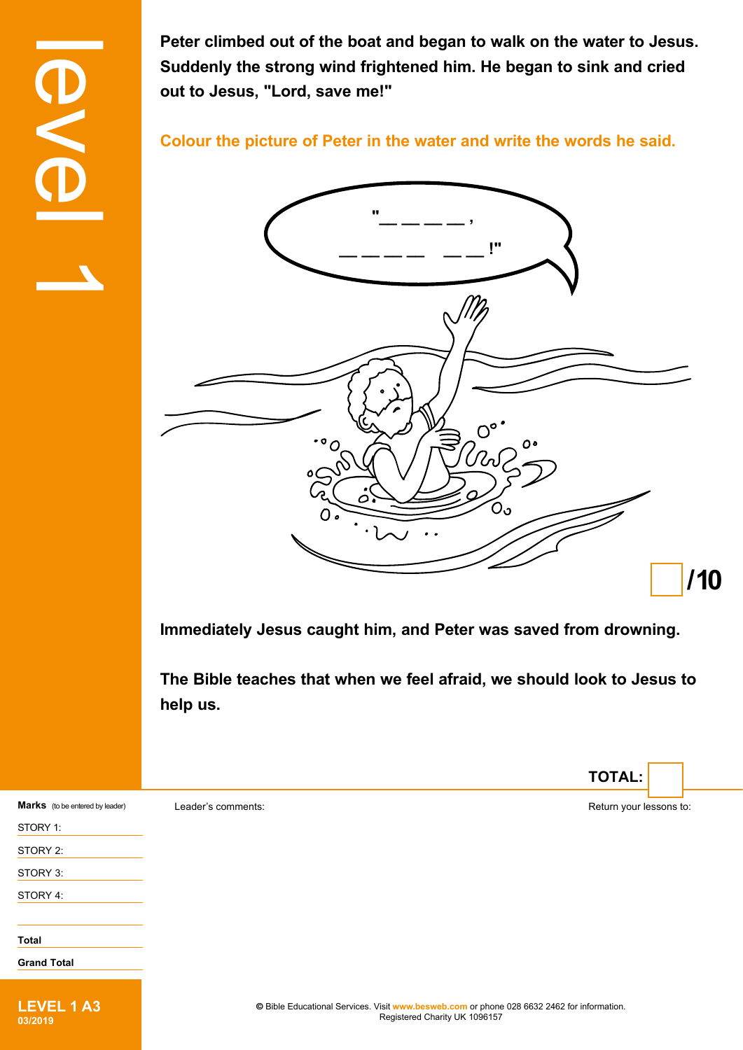**Peter climbed out of the boat and began to walk on the water to Jesus. Suddenly the strong wind frightened him. He began to sink and cried out to Jesus, "Lord, save me!"**

**Colour the picture of Peter in the water and write the words he said.**

"_ _ _ _ ,
_ _ _ _   _ _!"

/10

**Immediately Jesus caught him, and Peter was saved from drowning.**

**The Bible teaches that when we feel afraid, we should look to Jesus to help us.**

**TOTAL:**

**Marks** (to be entered by leader)

STORY 1:

STORY 2:

STORY 3:

STORY 4:

**Total**

**Grand Total**

Leader's comments:

Return your lessons to:

**LEVEL 1 A3**
**03/2019**

© Bible Educational Services. Visit www.besweb.com or phone 028 6632 2462 for information.
Registered Charity UK 1096157